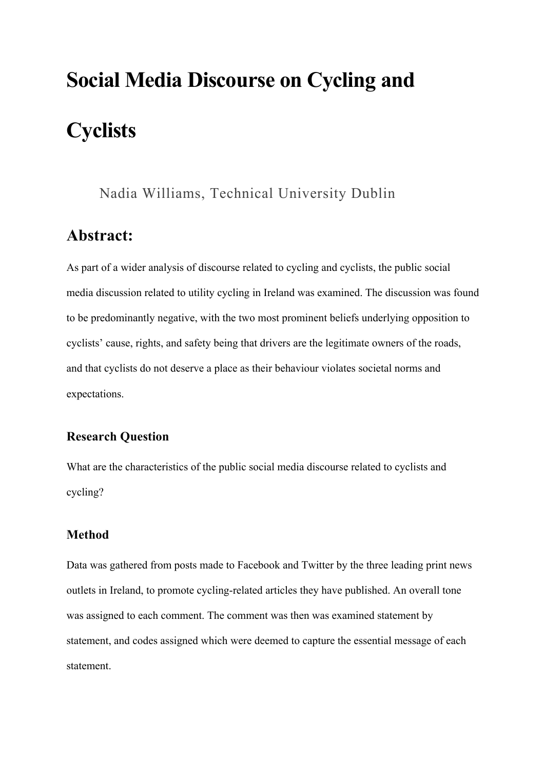# Social Media Discourse on Cycling and Cyclists

Nadia Williams, Technical University Dublin

## Abstract:

As part of a wider analysis of discourse related to cycling and cyclists, the public social media discussion related to utility cycling in Ireland was examined. The discussion was found to be predominantly negative, with the two most prominent beliefs underlying opposition to cyclists' cause, rights, and safety being that drivers are the legitimate owners of the roads, and that cyclists do not deserve a place as their behaviour violates societal norms and expectations.

### Research Question

What are the characteristics of the public social media discourse related to cyclists and cycling?

### Method

Data was gathered from posts made to Facebook and Twitter by the three leading print news outlets in Ireland, to promote cycling-related articles they have published. An overall tone was assigned to each comment. The comment was then was examined statement by statement, and codes assigned which were deemed to capture the essential message of each statement.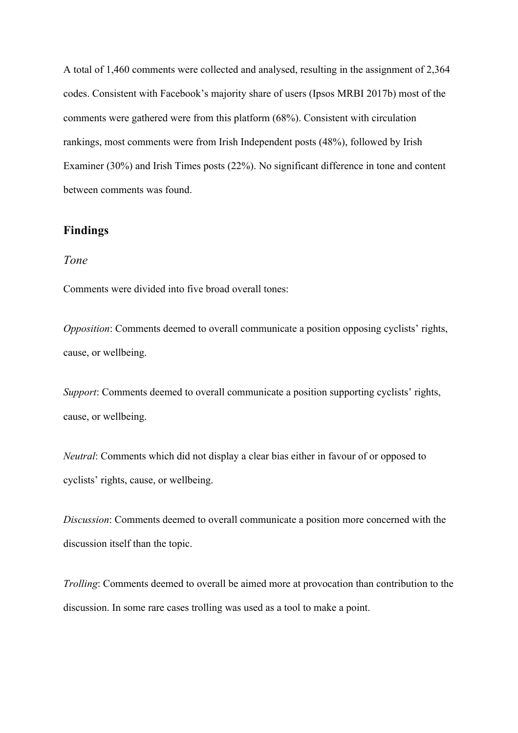A total of 1,460 comments were collected and analysed, resulting in the assignment of 2,364 codes. Consistent with Facebook's majority share of users (Ipsos MRBI 2017b) most of the comments were gathered were from this platform (68%). Consistent with circulation rankings, most comments were from Irish Independent posts (48%), followed by Irish Examiner (30%) and Irish Times posts (22%). No significant difference in tone and content between comments was found.

## Findings

### *Tone*

Comments were divided into five broad overall tones:

*Opposition*: Comments deemed to overall communicate a position opposing cyclists' rights, cause, or wellbeing.

*Support*: Comments deemed to overall communicate a position supporting cyclists' rights, cause, or wellbeing.

*Neutral*: Comments which did not display a clear bias either in favour of or opposed to cyclists' rights, cause, or wellbeing.

*Discussion*: Comments deemed to overall communicate a position more concerned with the discussion itself than the topic.

*Trolling*: Comments deemed to overall be aimed more at provocation than contribution to the discussion. In some rare cases trolling was used as a tool to make a point.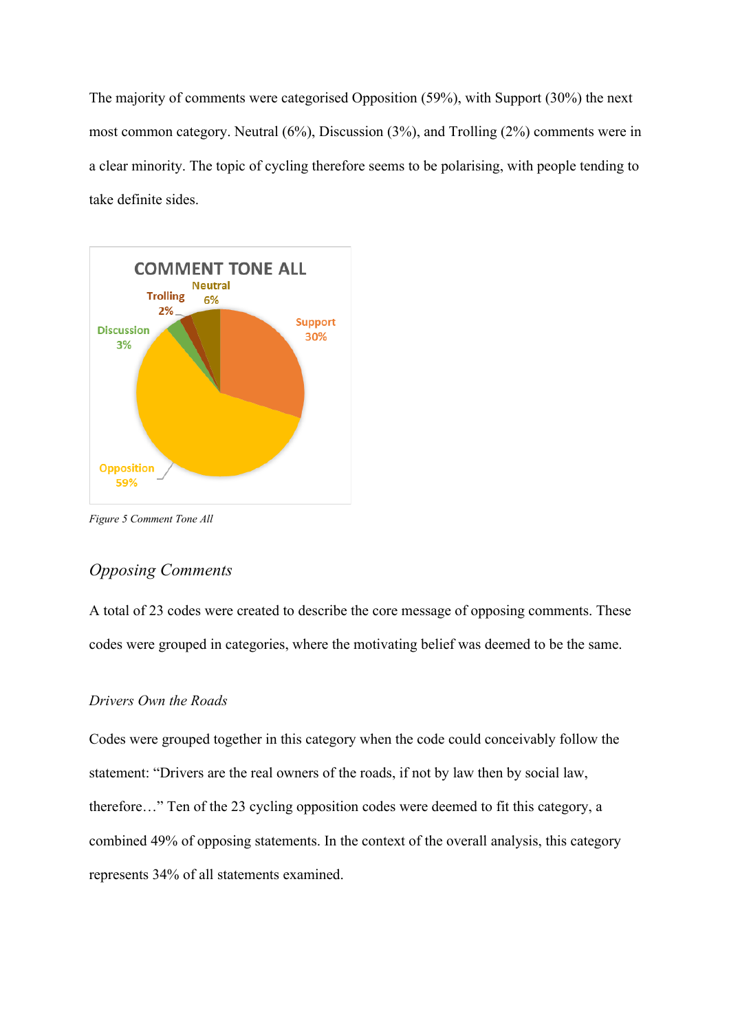The majority of comments were categorised Opposition (59%), with Support (30%) the next most common category. Neutral (6%), Discussion (3%), and Trolling (2%) comments were in a clear minority. The topic of cycling therefore seems to be polarising, with people tending to take definite sides.

*Figure 5 Comment Tone All*

## Opposing Comments

A total of 23 codes were created to describe the core message of opposing comments. These codes were grouped in categories, where the motivating belief was deemed to be the same.

### Drivers Own the Roads

Codes were grouped together in this category when the code could conceivably follow the statement: "Drivers are the real owners of the roads, if not by law then by social law, therefore…" Ten of the 23 cycling opposition codes were deemed to fit this category, a combined 49% of opposing statements. In the context of the overall analysis, this category represents 34% of all statements examined.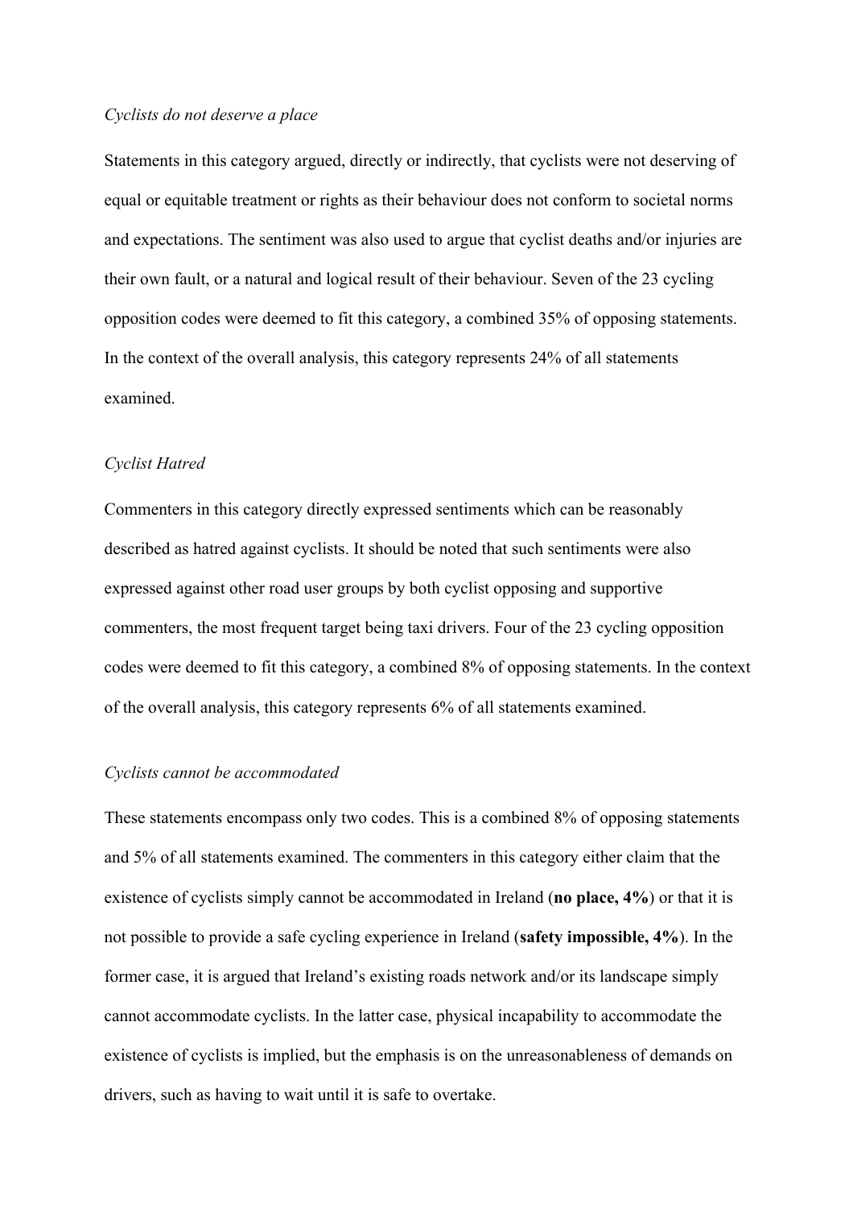*Cyclists do not deserve a place*

Statements in this category argued, directly or indirectly, that cyclists were not deserving of equal or equitable treatment or rights as their behaviour does not conform to societal norms and expectations. The sentiment was also used to argue that cyclist deaths and/or injuries are their own fault, or a natural and logical result of their behaviour. Seven of the 23 cycling opposition codes were deemed to fit this category, a combined 35% of opposing statements. In the context of the overall analysis, this category represents 24% of all statements examined.

*Cyclist Hatred*

Commenters in this category directly expressed sentiments which can be reasonably described as hatred against cyclists. It should be noted that such sentiments were also expressed against other road user groups by both cyclist opposing and supportive commenters, the most frequent target being taxi drivers. Four of the 23 cycling opposition codes were deemed to fit this category, a combined 8% of opposing statements. In the context of the overall analysis, this category represents 6% of all statements examined.

*Cyclists cannot be accommodated*

These statements encompass only two codes. This is a combined 8% of opposing statements and 5% of all statements examined. The commenters in this category either claim that the existence of cyclists simply cannot be accommodated in Ireland (**no place, 4%**) or that it is not possible to provide a safe cycling experience in Ireland (**safety impossible, 4%**). In the former case, it is argued that Ireland's existing roads network and/or its landscape simply cannot accommodate cyclists. In the latter case, physical incapability to accommodate the existence of cyclists is implied, but the emphasis is on the unreasonableness of demands on drivers, such as having to wait until it is safe to overtake.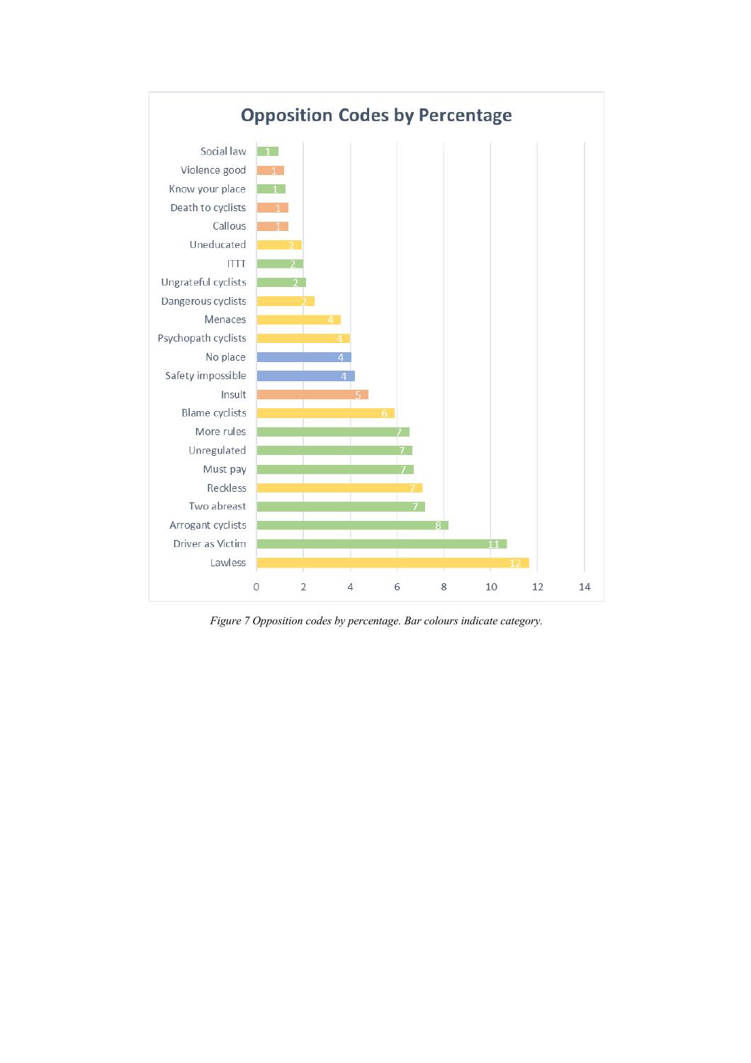*Figure 7 Opposition codes by percentage. Bar colours indicate category.*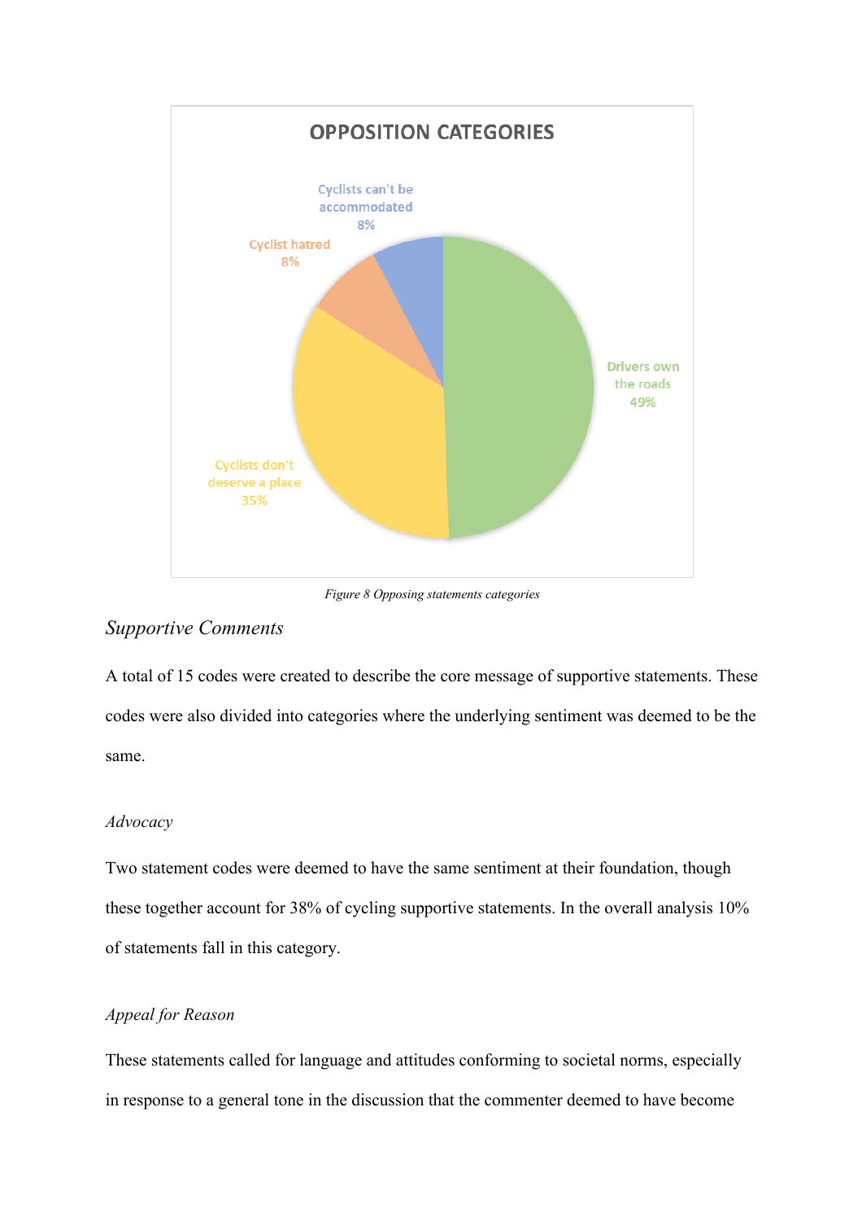OPPOSITION CATEGORIES

Cyclists can't be accommodated 8%

Cyclist hatred 8%

Drivers own the roads 49%

Cyclists don't deserve a place 35%

*Figure 8 Opposing statements categories*

## *Supportive Comments*

A total of 15 codes were created to describe the core message of supportive statements. These codes were also divided into categories where the underlying sentiment was deemed to be the same.

### *Advocacy*

Two statement codes were deemed to have the same sentiment at their foundation, though these together account for 38% of cycling supportive statements. In the overall analysis 10% of statements fall in this category.

### *Appeal for Reason*

These statements called for language and attitudes conforming to societal norms, especially in response to a general tone in the discussion that the commenter deemed to have become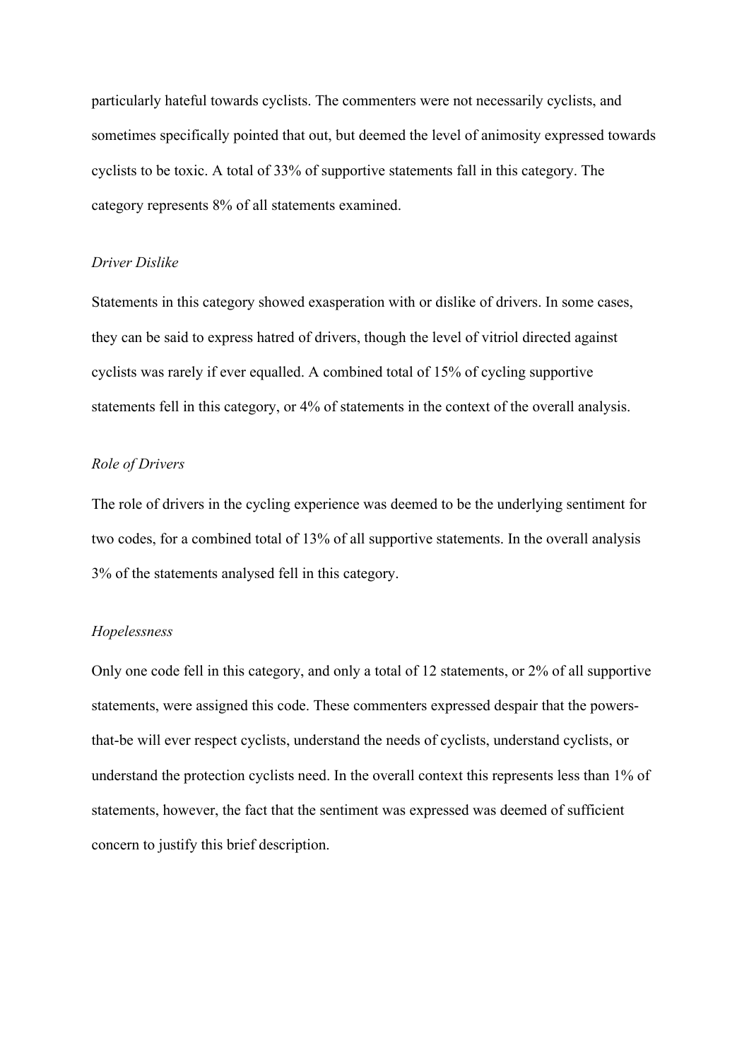particularly hateful towards cyclists. The commenters were not necessarily cyclists, and sometimes specifically pointed that out, but deemed the level of animosity expressed towards cyclists to be toxic. A total of 33% of supportive statements fall in this category. The category represents 8% of all statements examined.

*Driver Dislike*

Statements in this category showed exasperation with or dislike of drivers. In some cases, they can be said to express hatred of drivers, though the level of vitriol directed against cyclists was rarely if ever equalled. A combined total of 15% of cycling supportive statements fell in this category, or 4% of statements in the context of the overall analysis.

*Role of Drivers*

The role of drivers in the cycling experience was deemed to be the underlying sentiment for two codes, for a combined total of 13% of all supportive statements. In the overall analysis 3% of the statements analysed fell in this category.

*Hopelessness*

Only one code fell in this category, and only a total of 12 statements, or 2% of all supportive statements, were assigned this code. These commenters expressed despair that the powers-that-be will ever respect cyclists, understand the needs of cyclists, understand cyclists, or understand the protection cyclists need. In the overall context this represents less than 1% of statements, however, the fact that the sentiment was expressed was deemed of sufficient concern to justify this brief description.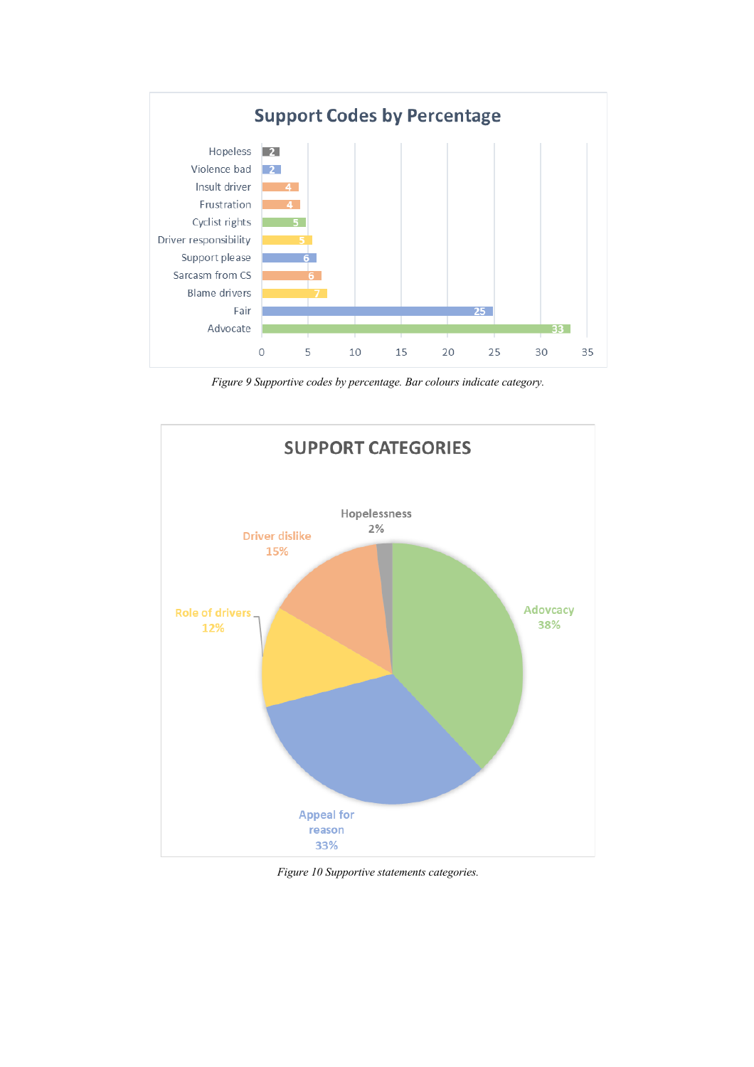Support Codes by Percentage

Hopeless 2
Violence bad 2
Insult driver 4
Frustration 4
Cyclist rights 5
Driver responsibility 5
Support please 6
Sarcasm from CS 6
Blame drivers 7
Fair 25
Advocate 33

0 5 10 15 20 25 30 35

*Figure 9 Supportive codes by percentage. Bar colours indicate category.*

SUPPORT CATEGORIES

Hopelessness 2%
Driver dislike 15%
Role of drivers 12%
Adovcacy 38%
Appeal for reason 33%

*Figure 10 Supportive statements categories.*